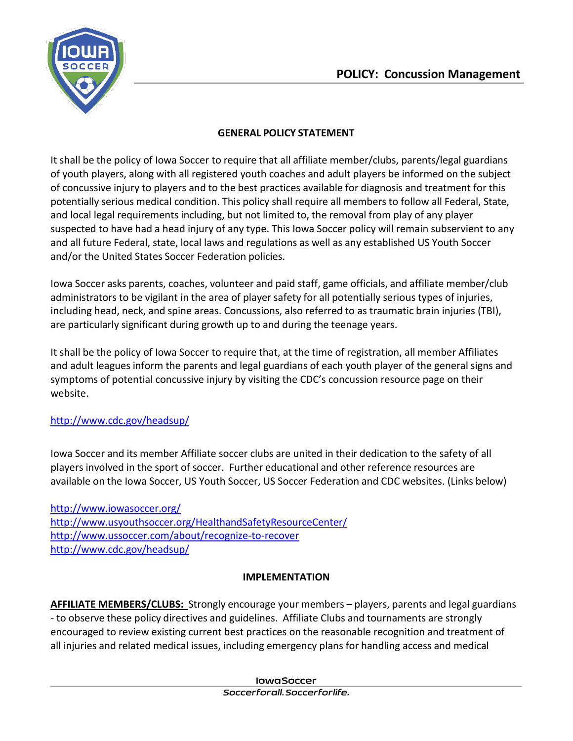# POLICY: Concussion Management

## GENERAL POLICY STATEMENT

It shall be the policy of Iowa Soccer to require that all affiliate member/clubs, parents/legal guardians of youth players, along with all registered youth coaches and adult players be informed on the subject of concussive injury to players and to the best practices available for diagnosis and treatment for this potentially serious medical condition. This policy shall require all members to follow all Federal, State, and local legal requirements including, but not limited to, the removal from play of any player suspected to have had a head injury of any type. This Iowa Soccer policy will remain subservient to any and all future Federal, state, local laws and regulations as well as any established US Youth Soccer and/or the United States Soccer Federation policies.

Iowa Soccer asks parents, coaches, volunteer and paid staff, game officials, and affiliate member/club administrators to be vigilant in the area of player safety for all potentially serious types of injuries, including head, neck, and spine areas. Concussions, also referred to as traumatic brain injuries (TBI), are particularly significant during growth up to and during the teenage years.

It shall be the policy of Iowa Soccer to require that, at the time of registration, all member Affiliates and adult leagues inform the parents and legal guardians of each youth player of the general signs and symptoms of potential concussive injury by visiting the CDC's concussion resource page on their website.

http://www.cdc.gov/headsup/

Iowa Soccer and its member Affiliate soccer clubs are united in their dedication to the safety of all players involved in the sport of soccer. Further educational and other reference resources are available on the Iowa Soccer, US Youth Soccer, US Soccer Federation and CDC websites. (Links below)

http://www.iowasoccer.org/
http://www.usyouthsoccer.org/HealthandSafetyResourceCenter/
http://www.ussoccer.com/about/recognize-to-recover
http://www.cdc.gov/headsup/

## IMPLEMENTATION

**AFFILIATE MEMBERS/CLUBS:** Strongly encourage your members – players, parents and legal guardians - to observe these policy directives and guidelines. Affiliate Clubs and tournaments are strongly encouraged to review existing current best practices on the reasonable recognition and treatment of all injuries and related medical issues, including emergency plans for handling access and medical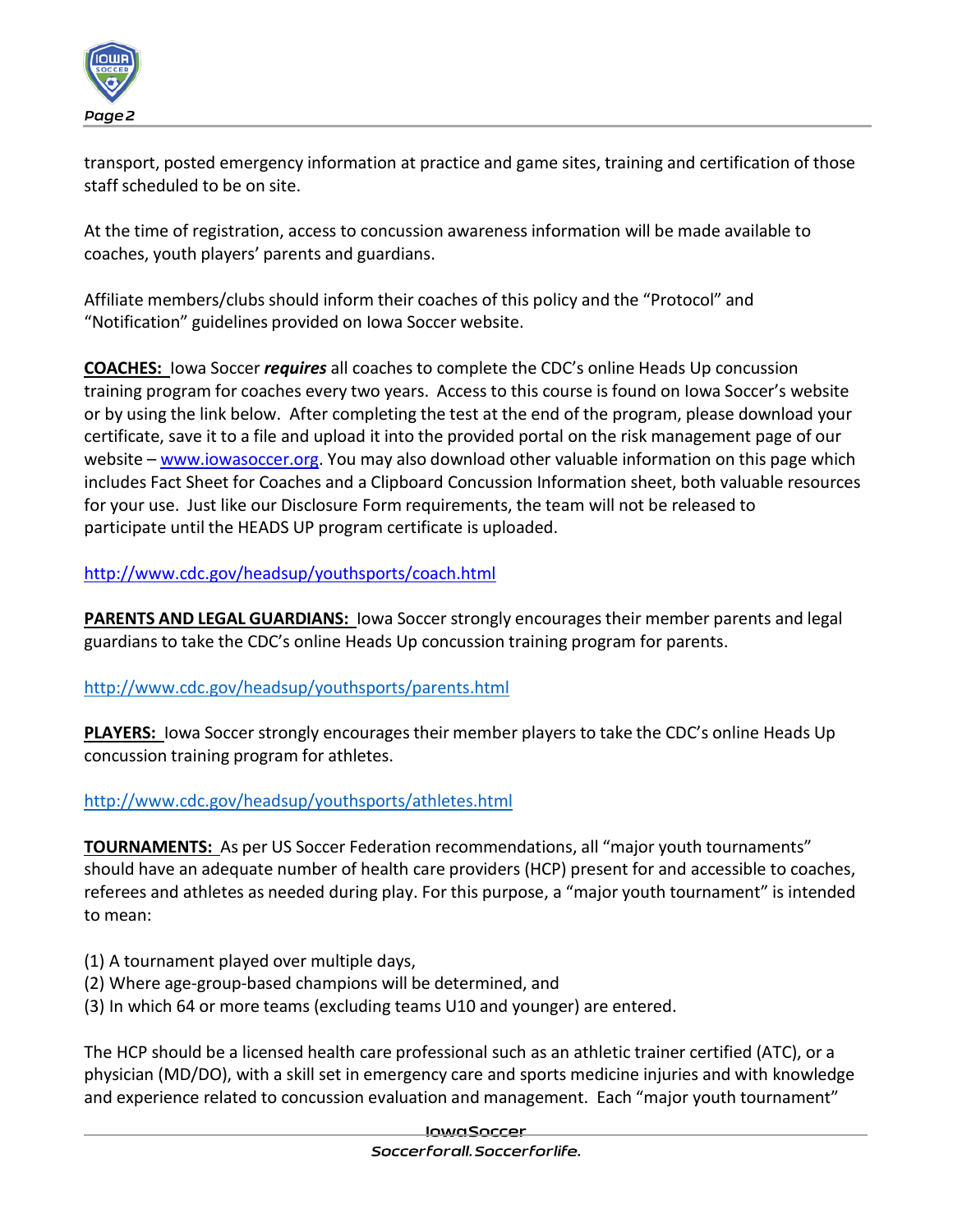transport, posted emergency information at practice and game sites, training and certification of those staff scheduled to be on site.

At the time of registration, access to concussion awareness information will be made available to coaches, youth players' parents and guardians.

Affiliate members/clubs should inform their coaches of this policy and the "Protocol" and "Notification" guidelines provided on Iowa Soccer website.

**COACHES:** Iowa Soccer ***requires*** all coaches to complete the CDC's online Heads Up concussion training program for coaches every two years. Access to this course is found on Iowa Soccer's website or by using the link below. After completing the test at the end of the program, please download your certificate, save it to a file and upload it into the provided portal on the risk management page of our website – www.iowasoccer.org. You may also download other valuable information on this page which includes Fact Sheet for Coaches and a Clipboard Concussion Information sheet, both valuable resources for your use. Just like our Disclosure Form requirements, the team will not be released to participate until the HEADS UP program certificate is uploaded.

http://www.cdc.gov/headsup/youthsports/coach.html

**PARENTS AND LEGAL GUARDIANS:** Iowa Soccer strongly encourages their member parents and legal guardians to take the CDC's online Heads Up concussion training program for parents.

http://www.cdc.gov/headsup/youthsports/parents.html

**PLAYERS:** Iowa Soccer strongly encourages their member players to take the CDC's online Heads Up concussion training program for athletes.

http://www.cdc.gov/headsup/youthsports/athletes.html

**TOURNAMENTS:** As per US Soccer Federation recommendations, all "major youth tournaments" should have an adequate number of health care providers (HCP) present for and accessible to coaches, referees and athletes as needed during play. For this purpose, a "major youth tournament" is intended to mean:

(1) A tournament played over multiple days,
(2) Where age-group-based champions will be determined, and
(3) In which 64 or more teams (excluding teams U10 and younger) are entered.

The HCP should be a licensed health care professional such as an athletic trainer certified (ATC), or a physician (MD/DO), with a skill set in emergency care and sports medicine injuries and with knowledge and experience related to concussion evaluation and management. Each "major youth tournament"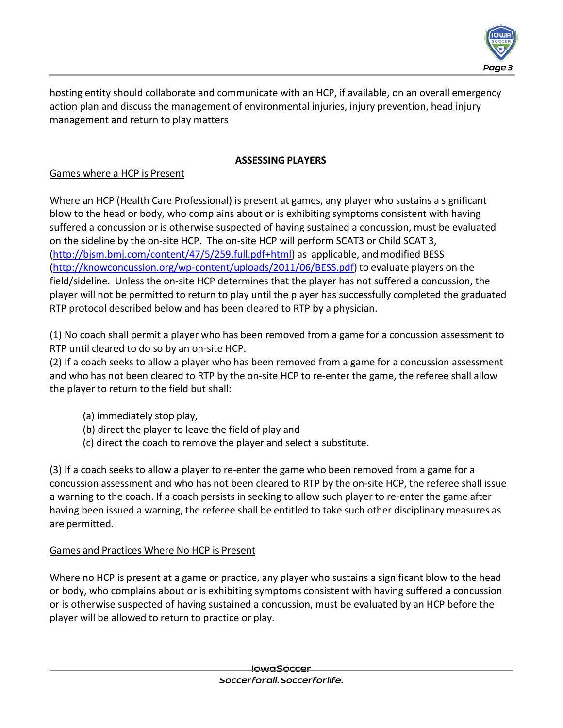hosting entity should collaborate and communicate with an HCP, if available, on an overall emergency action plan and discuss the management of environmental injuries, injury prevention, head injury management and return to play matters

**ASSESSING PLAYERS**

Games where a HCP is Present

Where an HCP (Health Care Professional) is present at games, any player who sustains a significant blow to the head or body, who complains about or is exhibiting symptoms consistent with having suffered a concussion or is otherwise suspected of having sustained a concussion, must be evaluated on the sideline by the on-site HCP. The on-site HCP will perform SCAT3 or Child SCAT 3, (http://bjsm.bmj.com/content/47/5/259.full.pdf+html) as applicable, and modified BESS (http://knowconcussion.org/wp-content/uploads/2011/06/BESS.pdf) to evaluate players on the field/sideline. Unless the on-site HCP determines that the player has not suffered a concussion, the player will not be permitted to return to play until the player has successfully completed the graduated RTP protocol described below and has been cleared to RTP by a physician.

(1) No coach shall permit a player who has been removed from a game for a concussion assessment to RTP until cleared to do so by an on-site HCP.

(2) If a coach seeks to allow a player who has been removed from a game for a concussion assessment and who has not been cleared to RTP by the on-site HCP to re-enter the game, the referee shall allow the player to return to the field but shall:

- (a) immediately stop play,
- (b) direct the player to leave the field of play and
- (c) direct the coach to remove the player and select a substitute.

(3) If a coach seeks to allow a player to re-enter the game who been removed from a game for a concussion assessment and who has not been cleared to RTP by the on-site HCP, the referee shall issue a warning to the coach. If a coach persists in seeking to allow such player to re-enter the game after having been issued a warning, the referee shall be entitled to take such other disciplinary measures as are permitted.

Games and Practices Where No HCP is Present

Where no HCP is present at a game or practice, any player who sustains a significant blow to the head or body, who complains about or is exhibiting symptoms consistent with having suffered a concussion or is otherwise suspected of having sustained a concussion, must be evaluated by an HCP before the player will be allowed to return to practice or play.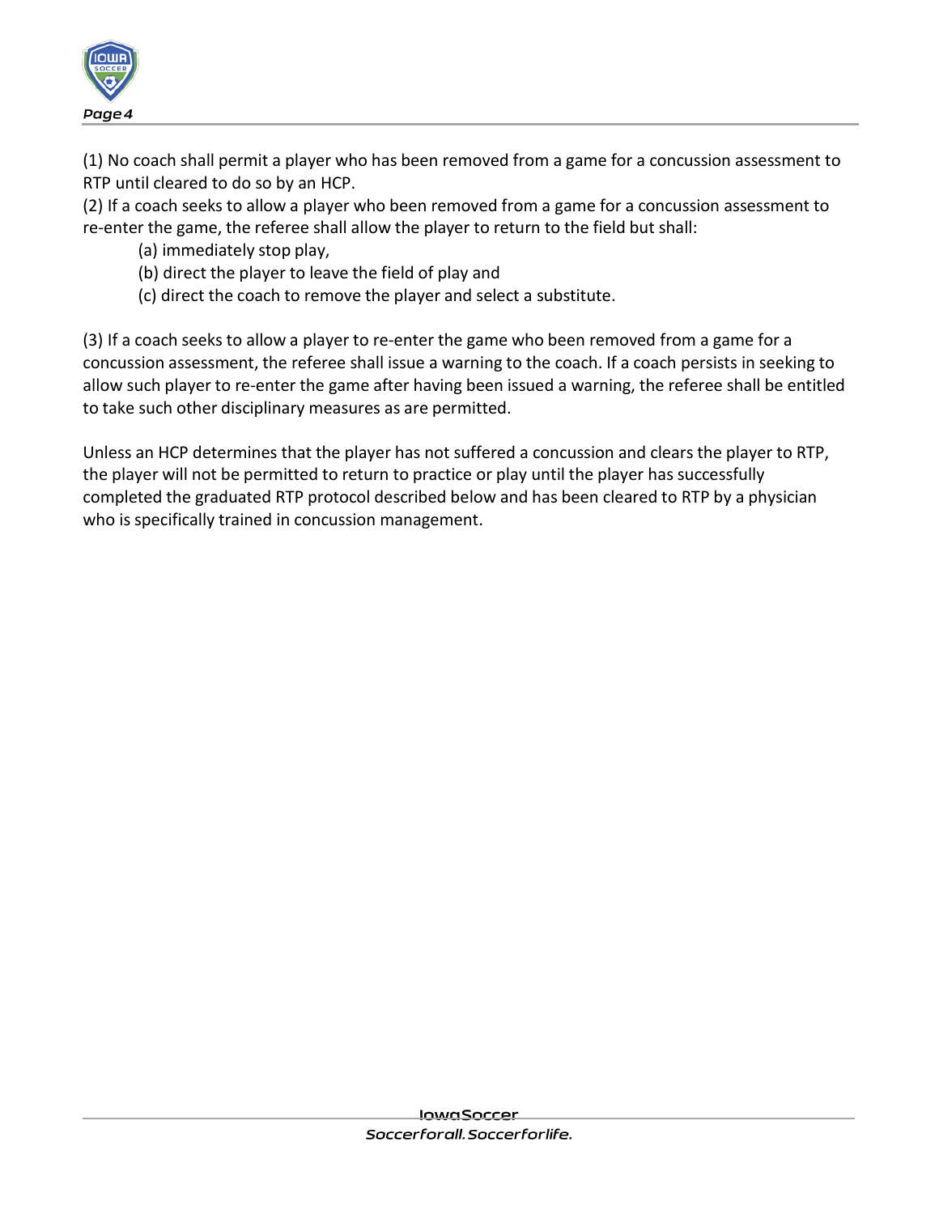(1) No coach shall permit a player who has been removed from a game for a concussion assessment to RTP until cleared to do so by an HCP.

(2) If a coach seeks to allow a player who been removed from a game for a concussion assessment to re-enter the game, the referee shall allow the player to return to the field but shall:

- (a) immediately stop play,
- (b) direct the player to leave the field of play and
- (c) direct the coach to remove the player and select a substitute.

(3) If a coach seeks to allow a player to re-enter the game who been removed from a game for a concussion assessment, the referee shall issue a warning to the coach. If a coach persists in seeking to allow such player to re-enter the game after having been issued a warning, the referee shall be entitled to take such other disciplinary measures as are permitted.

Unless an HCP determines that the player has not suffered a concussion and clears the player to RTP, the player will not be permitted to return to practice or play until the player has successfully completed the graduated RTP protocol described below and has been cleared to RTP by a physician who is specifically trained in concussion management.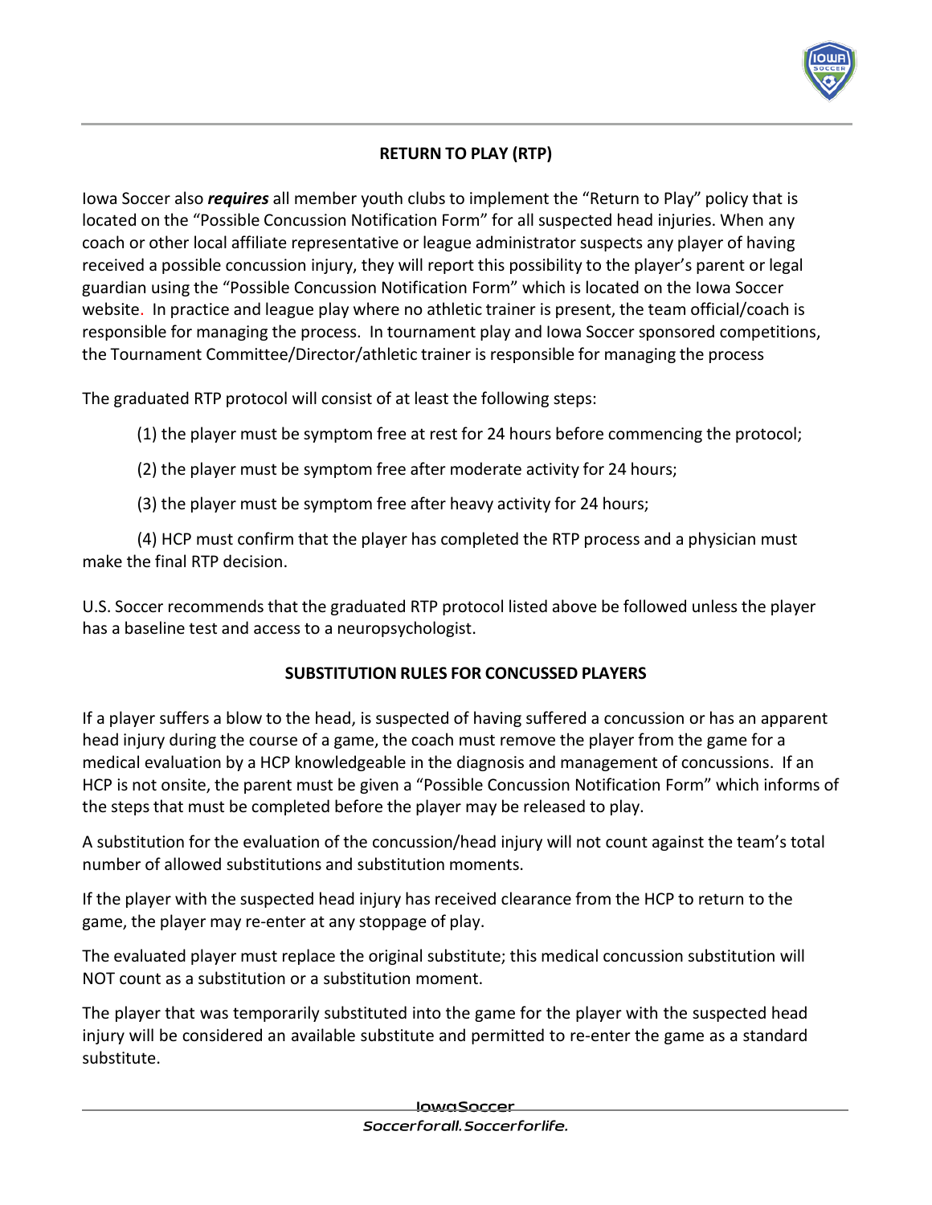## RETURN TO PLAY (RTP)

Iowa Soccer also ***requires*** all member youth clubs to implement the "Return to Play" policy that is located on the "Possible Concussion Notification Form" for all suspected head injuries. When any coach or other local affiliate representative or league administrator suspects any player of having received a possible concussion injury, they will report this possibility to the player's parent or legal guardian using the "Possible Concussion Notification Form" which is located on the Iowa Soccer website. In practice and league play where no athletic trainer is present, the team official/coach is responsible for managing the process. In tournament play and Iowa Soccer sponsored competitions, the Tournament Committee/Director/athletic trainer is responsible for managing the process

The graduated RTP protocol will consist of at least the following steps:

(1) the player must be symptom free at rest for 24 hours before commencing the protocol;

(2) the player must be symptom free after moderate activity for 24 hours;

(3) the player must be symptom free after heavy activity for 24 hours;

(4) HCP must confirm that the player has completed the RTP process and a physician must make the final RTP decision.

U.S. Soccer recommends that the graduated RTP protocol listed above be followed unless the player has a baseline test and access to a neuropsychologist.

## SUBSTITUTION RULES FOR CONCUSSED PLAYERS

If a player suffers a blow to the head, is suspected of having suffered a concussion or has an apparent head injury during the course of a game, the coach must remove the player from the game for a medical evaluation by a HCP knowledgeable in the diagnosis and management of concussions. If an HCP is not onsite, the parent must be given a "Possible Concussion Notification Form" which informs of the steps that must be completed before the player may be released to play.

A substitution for the evaluation of the concussion/head injury will not count against the team's total number of allowed substitutions and substitution moments.

If the player with the suspected head injury has received clearance from the HCP to return to the game, the player may re-enter at any stoppage of play.

The evaluated player must replace the original substitute; this medical concussion substitution will NOT count as a substitution or a substitution moment.

The player that was temporarily substituted into the game for the player with the suspected head injury will be considered an available substitute and permitted to re-enter the game as a standard substitute.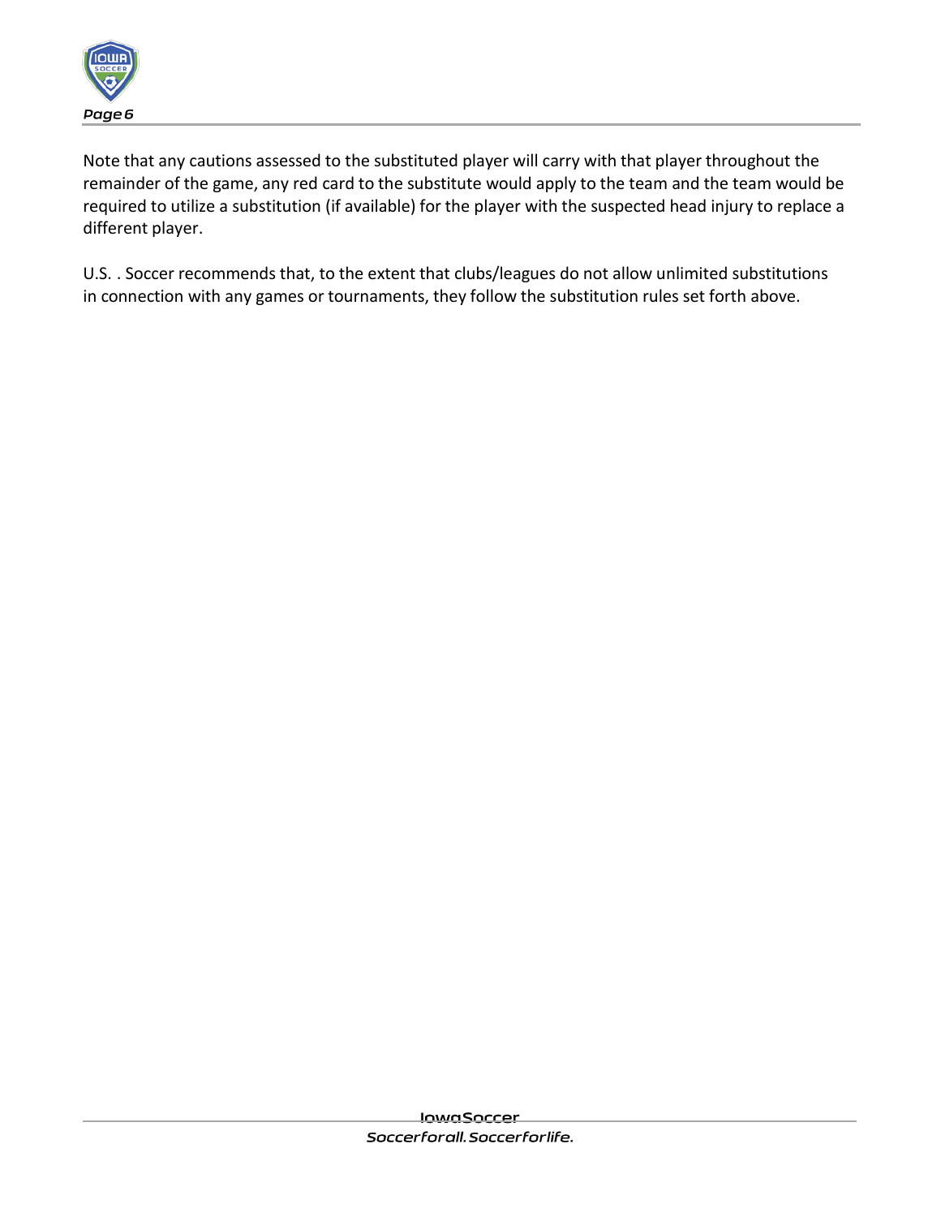Note that any cautions assessed to the substituted player will carry with that player throughout the remainder of the game, any red card to the substitute would apply to the team and the team would be required to utilize a substitution (if available) for the player with the suspected head injury to replace a different player.

U.S. . Soccer recommends that, to the extent that clubs/leagues do not allow unlimited substitutions in connection with any games or tournaments, they follow the substitution rules set forth above.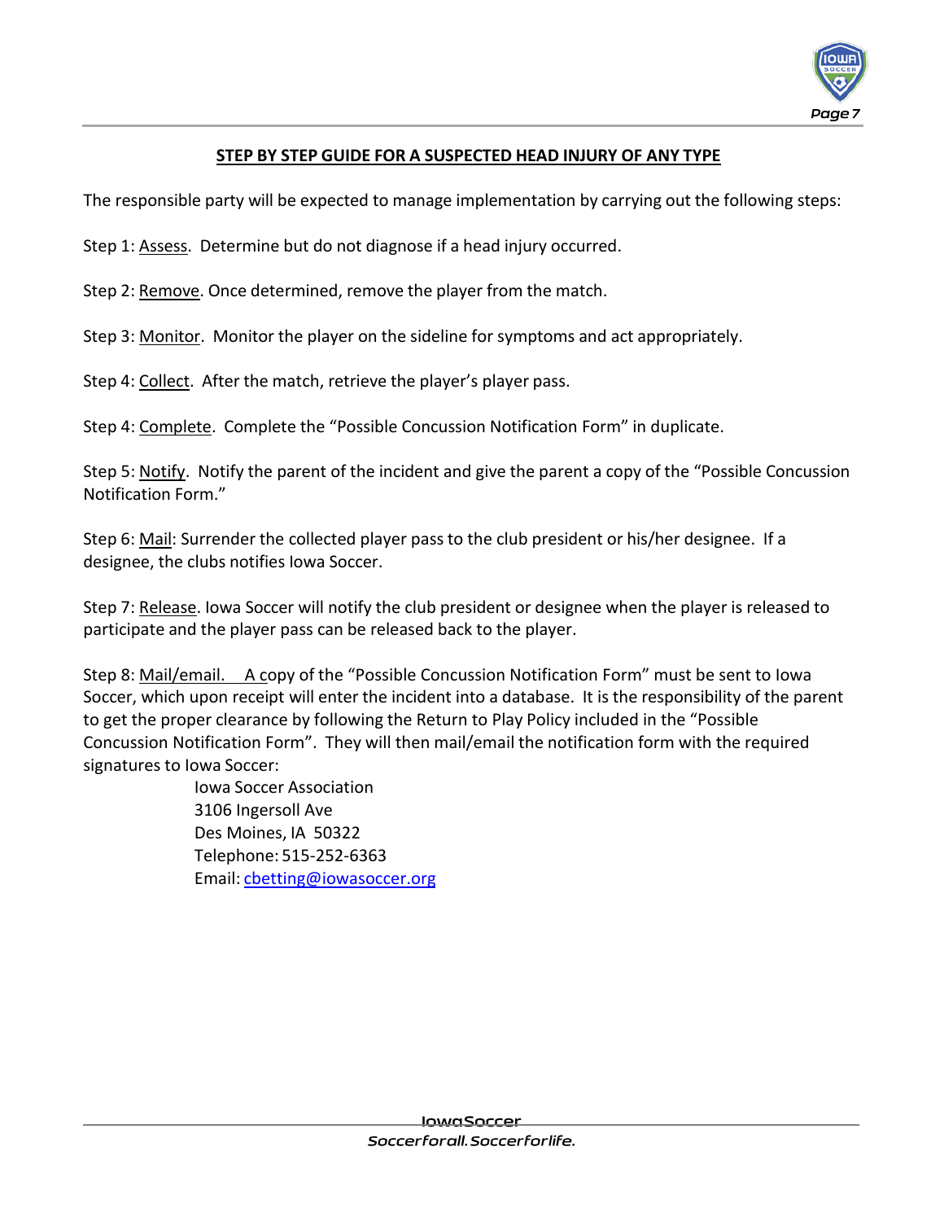## STEP BY STEP GUIDE FOR A SUSPECTED HEAD INJURY OF ANY TYPE

The responsible party will be expected to manage implementation by carrying out the following steps:

Step 1: Assess. Determine but do not diagnose if a head injury occurred.

Step 2: Remove. Once determined, remove the player from the match.

Step 3: Monitor. Monitor the player on the sideline for symptoms and act appropriately.

Step 4: Collect. After the match, retrieve the player's player pass.

Step 4: Complete. Complete the "Possible Concussion Notification Form" in duplicate.

Step 5: Notify. Notify the parent of the incident and give the parent a copy of the "Possible Concussion Notification Form."

Step 6: Mail: Surrender the collected player pass to the club president or his/her designee. If a designee, the clubs notifies Iowa Soccer.

Step 7: Release. Iowa Soccer will notify the club president or designee when the player is released to participate and the player pass can be released back to the player.

Step 8: Mail/email. A copy of the "Possible Concussion Notification Form" must be sent to Iowa Soccer, which upon receipt will enter the incident into a database. It is the responsibility of the parent to get the proper clearance by following the Return to Play Policy included in the "Possible Concussion Notification Form". They will then mail/email the notification form with the required signatures to Iowa Soccer:

Iowa Soccer Association
3106 Ingersoll Ave
Des Moines, IA 50322
Telephone: 515-252-6363
Email: cbetting@iowasoccer.org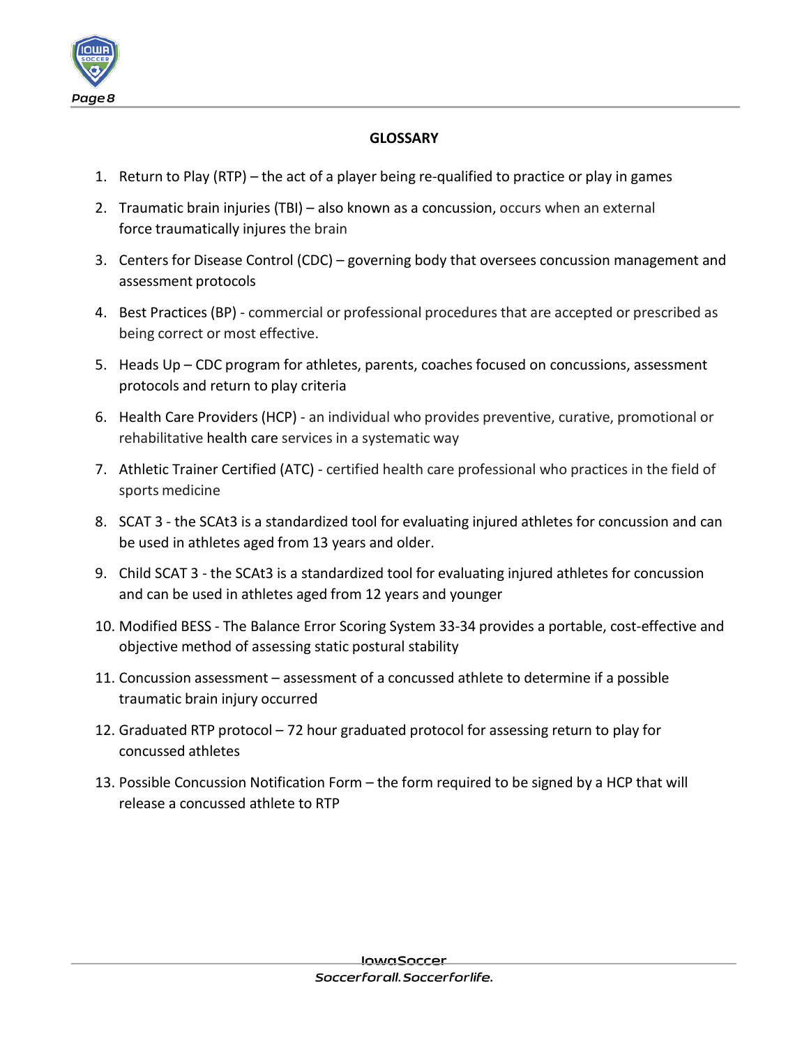## GLOSSARY

1. Return to Play (RTP) – the act of a player being re-qualified to practice or play in games
2. Traumatic brain injuries (TBI) – also known as a concussion, occurs when an external force traumatically injures the brain
3. Centers for Disease Control (CDC) – governing body that oversees concussion management and assessment protocols
4. Best Practices (BP) - commercial or professional procedures that are accepted or prescribed as being correct or most effective.
5. Heads Up – CDC program for athletes, parents, coaches focused on concussions, assessment protocols and return to play criteria
6. Health Care Providers (HCP) - an individual who provides preventive, curative, promotional or rehabilitative health care services in a systematic way
7. Athletic Trainer Certified (ATC) - certified health care professional who practices in the field of sports medicine
8. SCAT 3 - the SCAt3 is a standardized tool for evaluating injured athletes for concussion and can be used in athletes aged from 13 years and older.
9. Child SCAT 3 - the SCAt3 is a standardized tool for evaluating injured athletes for concussion and can be used in athletes aged from 12 years and younger
10. Modified BESS - The Balance Error Scoring System 33-34 provides a portable, cost-effective and objective method of assessing static postural stability
11. Concussion assessment – assessment of a concussed athlete to determine if a possible traumatic brain injury occurred
12. Graduated RTP protocol – 72 hour graduated protocol for assessing return to play for concussed athletes
13. Possible Concussion Notification Form – the form required to be signed by a HCP that will release a concussed athlete to RTP